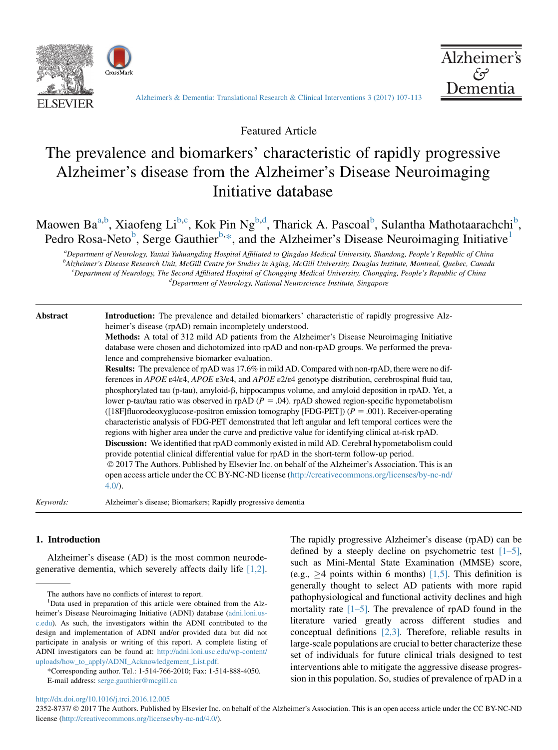Featured Article

# The prevalence and biomarkers' characteristic of rapidly progressive Alzheimer's disease from the Alzheimer's Disease Neuroimaging Initiative database

Maowen Ba[a,b], Xiaofeng Li[b,c], Kok Pin Ng[b,d], Tharick A. Pascoal[b], Sulantha Mathotaarachchi[b], Pedro Rosa-Neto[b], Serge Gauthier[b,*], and the Alzheimer's Disease Neuroimaging Initiative[1]

[a]Department of Neurology, Yantai Yuhuangding Hospital Affiliated to Qingdao Medical University, Shandong, People's Republic of China
[b]Alzheimer's Disease Research Unit, McGill Centre for Studies in Aging, McGill University, Douglas Institute, Montreal, Quebec, Canada
[c]Department of Neurology, The Second Affiliated Hospital of Chongqing Medical University, Chongqing, People's Republic of China
[d]Department of Neurology, National Neuroscience Institute, Singapore

**Abstract**

**Introduction:** The prevalence and detailed biomarkers' characteristic of rapidly progressive Alzheimer's disease (rpAD) remain incompletely understood.

**Methods:** A total of 312 mild AD patients from the Alzheimer's Disease Neuroimaging Initiative database were chosen and dichotomized into rpAD and non-rpAD groups. We performed the prevalence and comprehensive biomarker evaluation.

**Results:** The prevalence of rpAD was 17.6% in mild AD. Compared with non-rpAD, there were no differences in *APOE* ε4/ε4, *APOE* ε3/ε4, and *APOE* ε2/ε4 genotype distribution, cerebrospinal fluid tau, phosphorylated tau (p-tau), amyloid-β, hippocampus volume, and amyloid deposition in rpAD. Yet, a lower p-tau/tau ratio was observed in rpAD ($P = .04$). rpAD showed region-specific hypometabolism ([18F]fluorodeoxyglucose-positron emission tomography [FDG-PET]) ($P = .001$). Receiver-operating characteristic analysis of FDG-PET demonstrated that left angular and left temporal cortices were the regions with higher area under the curve and predictive value for identifying clinical at-risk rpAD.

**Discussion:** We identified that rpAD commonly existed in mild AD. Cerebral hypometabolism could provide potential clinical differential value for rpAD in the short-term follow-up period.

© 2017 The Authors. Published by Elsevier Inc. on behalf of the Alzheimer's Association. This is an open access article under the CC BY-NC-ND license (http://creativecommons.org/licenses/by-nc-nd/4.0/).

*Keywords:* Alzheimer's disease; Biomarkers; Rapidly progressive dementia

## 1. Introduction

Alzheimer's disease (AD) is the most common neurodegenerative dementia, which severely affects daily life [1,2]. The rapidly progressive Alzheimer's disease (rpAD) can be defined by a steeply decline on psychometric test [1–5], such as Mini-Mental State Examination (MMSE) score, (e.g., ≥4 points within 6 months) [1,5]. This definition is generally thought to select AD patients with more rapid pathophysiological and functional activity declines and high mortality rate [1–5]. The prevalence of rpAD found in the literature varied greatly across different studies and conceptual definitions [2,3]. Therefore, reliable results in large-scale populations are crucial to better characterize these set of individuals for future clinical trials designed to test interventions able to mitigate the aggressive disease progression in this population. So, studies of prevalence of rpAD in a

The authors have no conflicts of interest to report.

[1]Data used in preparation of this article were obtained from the Alzheimer's Disease Neuroimaging Initiative (ADNI) database (adni.loni.usc.edu). As such, the investigators within the ADNI contributed to the design and implementation of ADNI and/or provided data but did not participate in analysis or writing of this report. A complete listing of ADNI investigators can be found at: http://adni.loni.usc.edu/wp-content/uploads/how_to_apply/ADNI_Acknowledgement_List.pdf.

*Corresponding author. Tel.: 1-514-766-2010; Fax: 1-514-888-4050.
E-mail address: serge.gauthier@mcgill.ca

http://dx.doi.org/10.1016/j.trci.2016.12.005
2352-8737/ © 2017 The Authors. Published by Elsevier Inc. on behalf of the Alzheimer's Association. This is an open access article under the CC BY-NC-ND license (http://creativecommons.org/licenses/by-nc-nd/4.0/).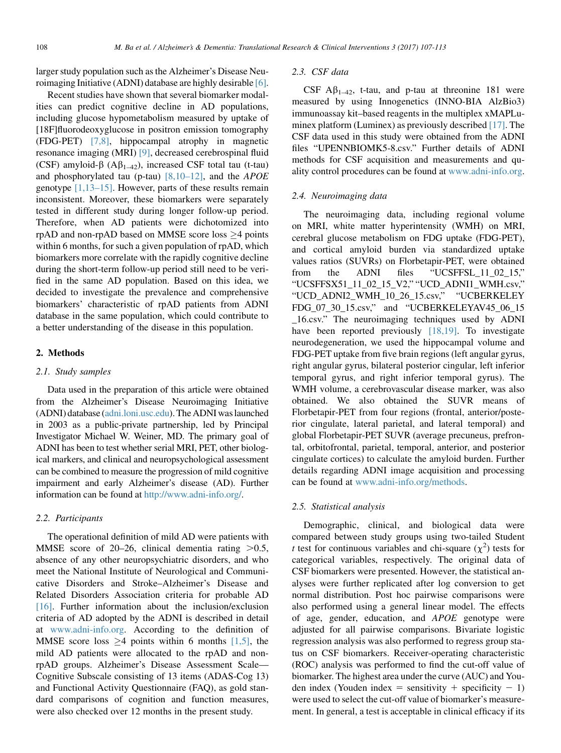larger study population such as the Alzheimer's Disease Neuroimaging Initiative (ADNI) database are highly desirable [6].

Recent studies have shown that several biomarker modalities can predict cognitive decline in AD populations, including glucose hypometabolism measured by uptake of [18F]fluorodeoxyglucose in positron emission tomography (FDG-PET) [7,8], hippocampal atrophy in magnetic resonance imaging (MRI) [9], decreased cerebrospinal fluid (CSF) amyloid-β ($A\beta_{1-42}$), increased CSF total tau (t-tau) and phosphorylated tau (p-tau) [8,10–12], and the *APOE* genotype [1,13–15]. However, parts of these results remain inconsistent. Moreover, these biomarkers were separately tested in different study during longer follow-up period. Therefore, when AD patients were dichotomized into rpAD and non-rpAD based on MMSE score loss ≥4 points within 6 months, for such a given population of rpAD, which biomarkers more correlate with the rapidly cognitive decline during the short-term follow-up period still need to be verified in the same AD population. Based on this idea, we decided to investigate the prevalence and comprehensive biomarkers' characteristic of rpAD patients from ADNI database in the same population, which could contribute to a better understanding of the disease in this population.

## 2. Methods

### 2.1. Study samples

Data used in the preparation of this article were obtained from the Alzheimer's Disease Neuroimaging Initiative (ADNI) database (adni.loni.usc.edu). The ADNI was launched in 2003 as a public-private partnership, led by Principal Investigator Michael W. Weiner, MD. The primary goal of ADNI has been to test whether serial MRI, PET, other biological markers, and clinical and neuropsychological assessment can be combined to measure the progression of mild cognitive impairment and early Alzheimer's disease (AD). Further information can be found at http://www.adni-info.org/.

### 2.2. Participants

The operational definition of mild AD were patients with MMSE score of 20–26, clinical dementia rating >0.5, absence of any other neuropsychiatric disorders, and who meet the National Institute of Neurological and Communicative Disorders and Stroke–Alzheimer's Disease and Related Disorders Association criteria for probable AD [16]. Further information about the inclusion/exclusion criteria of AD adopted by the ADNI is described in detail at www.adni-info.org. According to the definition of MMSE score loss ≥4 points within 6 months [1,5], the mild AD patients were allocated to the rpAD and non-rpAD groups. Alzheimer's Disease Assessment Scale—Cognitive Subscale consisting of 13 items (ADAS-Cog 13) and Functional Activity Questionnaire (FAQ), as gold standard comparisons of cognition and function measures, were also checked over 12 months in the present study.

### 2.3. CSF data

CSF $A\beta_{1-42}$, t-tau, and p-tau at threonine 181 were measured by using Innogenetics (INNO-BIA AlzBio3) immunoassay kit–based reagents in the multiplex xMAPLuminex platform (Luminex) as previously described [17]. The CSF data used in this study were obtained from the ADNI files "UPENNBIOMK5-8.csv." Further details of ADNI methods for CSF acquisition and measurements and quality control procedures can be found at www.adni-info.org.

### 2.4. Neuroimaging data

The neuroimaging data, including regional volume on MRI, white matter hyperintensity (WMH) on MRI, cerebral glucose metabolism on FDG uptake (FDG-PET), and cortical amyloid burden via standardized uptake values ratios (SUVRs) on Florbetapir-PET, were obtained from the ADNI files "UCSFFSL_11_02_15," "UCSFFSX51_11_02_15_V2," "UCD_ADNI1_WMH.csv," "UCD_ADNI2_WMH_10_26_15.csv," "UCBERKELEY FDG_07_30_15.csv," and "UCBERKELEYAV45_06_15_16.csv." The neuroimaging techniques used by ADNI have been reported previously [18,19]. To investigate neurodegeneration, we used the hippocampal volume and FDG-PET uptake from five brain regions (left angular gyrus, right angular gyrus, bilateral posterior cingular, left inferior temporal gyrus, and right inferior temporal gyrus). The WMH volume, a cerebrovascular disease marker, was also obtained. We also obtained the SUVR means of Florbetapir-PET from four regions (frontal, anterior/posterior cingulate, lateral parietal, and lateral temporal) and global Florbetapir-PET SUVR (average precuneus, prefrontal, orbitofrontal, parietal, temporal, anterior, and posterior cingulate cortices) to calculate the amyloid burden. Further details regarding ADNI image acquisition and processing can be found at www.adni-info.org/methods.

### 2.5. Statistical analysis

Demographic, clinical, and biological data were compared between study groups using two-tailed Student *t* test for continuous variables and chi-square ($\chi^2$) tests for categorical variables, respectively. The original data of CSF biomarkers were presented. However, the statistical analyses were further replicated after log conversion to get normal distribution. Post hoc pairwise comparisons were also performed using a general linear model. The effects of age, gender, education, and *APOE* genotype were adjusted for all pairwise comparisons. Bivariate logistic regression analysis was also performed to regress group status on CSF biomarkers. Receiver-operating characteristic (ROC) analysis was performed to find the cut-off value of biomarker. The highest area under the curve (AUC) and Youden index (Youden index = sensitivity + specificity − 1) were used to select the cut-off value of biomarker's measurement. In general, a test is acceptable in clinical efficacy if its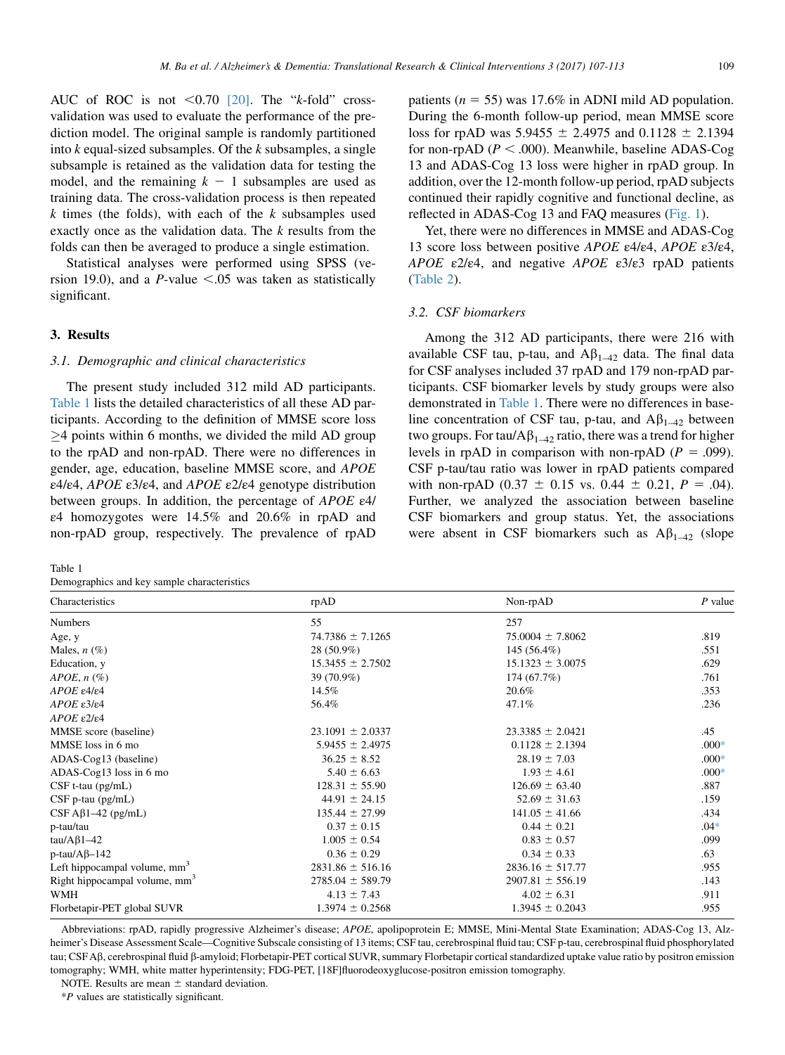AUC of ROC is not <0.70 [20]. The "k-fold" cross-validation was used to evaluate the performance of the prediction model. The original sample is randomly partitioned into k equal-sized subsamples. Of the k subsamples, a single subsample is retained as the validation data for testing the model, and the remaining $k - 1$ subsamples are used as training data. The cross-validation process is then repeated k times (the folds), with each of the k subsamples used exactly once as the validation data. The k results from the folds can then be averaged to produce a single estimation.

Statistical analyses were performed using SPSS (version 19.0), and a P-value <.05 was taken as statistically significant.

## 3. Results

### 3.1. Demographic and clinical characteristics

The present study included 312 mild AD participants. Table 1 lists the detailed characteristics of all these AD participants. According to the definition of MMSE score loss ≥4 points within 6 months, we divided the mild AD group to the rpAD and non-rpAD. There were no differences in gender, age, education, baseline MMSE score, and *APOE* ε4/ε4, *APOE* ε3/ε4, and *APOE* ε2/ε4 genotype distribution between groups. In addition, the percentage of *APOE* ε4/ε4 homozygotes were 14.5% and 20.6% in rpAD and non-rpAD group, respectively. The prevalence of rpAD patients ($n = 55$) was 17.6% in ADNI mild AD population. During the 6-month follow-up period, mean MMSE score loss for rpAD was 5.9455 ± 2.4975 and 0.1128 ± 2.1394 for non-rpAD ($P < .000$). Meanwhile, baseline ADAS-Cog 13 and ADAS-Cog 13 loss were higher in rpAD group. In addition, over the 12-month follow-up period, rpAD subjects continued their rapidly cognitive and functional decline, as reflected in ADAS-Cog 13 and FAQ measures (Fig. 1).

Yet, there were no differences in MMSE and ADAS-Cog 13 score loss between positive *APOE* ε4/ε4, *APOE* ε3/ε4, *APOE* ε2/ε4, and negative *APOE* ε3/ε3 rpAD patients (Table 2).

### 3.2. CSF biomarkers

Among the 312 AD participants, there were 216 with available CSF tau, p-tau, and $A\beta_{1-42}$ data. The final data for CSF analyses included 37 rpAD and 179 non-rpAD participants. CSF biomarker levels by study groups were also demonstrated in Table 1. There were no differences in baseline concentration of CSF tau, p-tau, and $A\beta_{1-42}$ between two groups. For tau/$A\beta_{1-42}$ ratio, there was a trend for higher levels in rpAD in comparison with non-rpAD ($P = .099$). CSF p-tau/tau ratio was lower in rpAD patients compared with non-rpAD (0.37 ± 0.15 vs. 0.44 ± 0.21, $P = .04$). Further, we analyzed the association between baseline CSF biomarkers and group status. Yet, the associations were absent in CSF biomarkers such as $A\beta_{1-42}$ (slope

Table 1
Demographics and key sample characteristics

| Characteristics | rpAD | Non-rpAD | P value |
|---|---|---|---|
| Numbers | 55 | 257 | |
| Age, y | 74.7386 ± 7.1265 | 75.0004 ± 7.8062 | .819 |
| Males, n (%) | 28 (50.9%) | 145 (56.4%) | .551 |
| Education, y | 15.3455 ± 2.7502 | 15.1323 ± 3.0075 | .629 |
| *APOE*, n (%) | 39 (70.9%) | 174 (67.7%) | .761 |
| *APOE* ε4/ε4 | 14.5% | 20.6% | .353 |
| *APOE* ε3/ε4 | 56.4% | 47.1% | .236 |
| *APOE* ε2/ε4 | | | |
| MMSE score (baseline) | 23.1091 ± 2.0337 | 23.3385 ± 2.0421 | .45 |
| MMSE loss in 6 mo | 5.9455 ± 2.4975 | 0.1128 ± 2.1394 | .000* |
| ADAS-Cog13 (baseline) | 36.25 ± 8.52 | 28.19 ± 7.03 | .000* |
| ADAS-Cog13 loss in 6 mo | 5.40 ± 6.63 | 1.93 ± 4.61 | .000* |
| CSF t-tau (pg/mL) | 128.31 ± 55.90 | 126.69 ± 63.40 | .887 |
| CSF p-tau (pg/mL) | 44.91 ± 24.15 | 52.69 ± 31.63 | .159 |
| CSF Aβ1–42 (pg/mL) | 135.44 ± 27.99 | 141.05 ± 41.66 | .434 |
| p-tau/tau | 0.37 ± 0.15 | 0.44 ± 0.21 | .04* |
| tau/Aβ1–42 | 1.005 ± 0.54 | 0.83 ± 0.57 | .099 |
| p-tau/Aβ–142 | 0.36 ± 0.29 | 0.34 ± 0.33 | .63 |
| Left hippocampal volume, mm$^3$ | 2831.86 ± 516.16 | 2836.16 ± 517.77 | .955 |
| Right hippocampal volume, mm$^3$ | 2785.04 ± 589.79 | 2907.81 ± 556.19 | .143 |
| WMH | 4.13 ± 7.43 | 4.02 ± 6.31 | .911 |
| Florbetapir-PET global SUVR | 1.3974 ± 0.2568 | 1.3945 ± 0.2043 | .955 |

Abbreviations: rpAD, rapidly progressive Alzheimer's disease; *APOE*, apolipoprotein E; MMSE, Mini-Mental State Examination; ADAS-Cog 13, Alzheimer's Disease Assessment Scale—Cognitive Subscale consisting of 13 items; CSF tau, cerebrospinal fluid tau; CSF p-tau, cerebrospinal fluid phosphorylated tau; CSF Aβ, cerebrospinal fluid β-amyloid; Florbetapir-PET cortical SUVR, summary Florbetapir cortical standardized uptake value ratio by positron emission tomography; WMH, white matter hyperintensity; FDG-PET, [18F]fluorodeoxyglucose-positron emission tomography.

NOTE. Results are mean ± standard deviation.

*P values are statistically significant.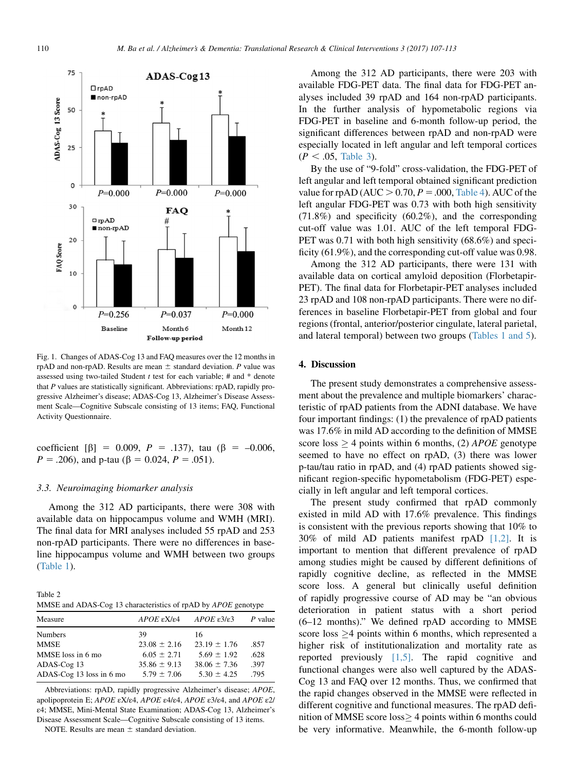Fig. 1. Changes of ADAS-Cog 13 and FAQ measures over the 12 months in rpAD and non-rpAD. Results are mean ± standard deviation. *P* value was assessed using two-tailed Student *t* test for each variable; # and * denote that *P* values are statistically significant. Abbreviations: rpAD, rapidly progressive Alzheimer's disease; ADAS-Cog 13, Alzheimer's Disease Assessment Scale—Cognitive Subscale consisting of 13 items; FAQ, Functional Activity Questionnaire.

coefficient [β] = 0.009, $P$ = .137), tau (β = –0.006, $P$ = .206), and p-tau (β = 0.024, $P$ = .051).

### 3.3. Neuroimaging biomarker analysis

Among the 312 AD participants, there were 308 with available data on hippocampus volume and WMH (MRI). The final data for MRI analyses included 55 rpAD and 253 non-rpAD participants. There were no differences in baseline hippocampus volume and WMH between two groups (Table 1).

Table 2
MMSE and ADAS-Cog 13 characteristics of rpAD by *APOE* genotype

| Measure | *APOE* εX/ε4 | *APOE* ε3/ε3 | *P* value |
|---|---|---|---|
| Numbers | 39 | 16 | |
| MMSE | 23.08 ± 2.16 | 23.19 ± 1.76 | .857 |
| MMSE loss in 6 mo | 6.05 ± 2.71 | 5.69 ± 1.92 | .628 |
| ADAS-Cog 13 | 35.86 ± 9.13 | 38.06 ± 7.36 | .397 |
| ADAS-Cog 13 loss in 6 mo | 5.79 ± 7.06 | 5.30 ± 4.25 | .795 |

Abbreviations: rpAD, rapidly progressive Alzheimer's disease; *APOE*, apolipoprotein E; *APOE* εX/ε4, *APOE* ε4/ε4, *APOE* ε3/ε4, and *APOE* ε2/ε4; MMSE, Mini-Mental State Examination; ADAS-Cog 13, Alzheimer's Disease Assessment Scale—Cognitive Subscale consisting of 13 items.

NOTE. Results are mean ± standard deviation.

Among the 312 AD participants, there were 203 with available FDG-PET data. The final data for FDG-PET analyses included 39 rpAD and 164 non-rpAD participants. In the further analysis of hypometabolic regions via FDG-PET in baseline and 6-month follow-up period, the significant differences between rpAD and non-rpAD were especially located in left angular and left temporal cortices ($P < .05$, Table 3).

By the use of "9-fold" cross-validation, the FDG-PET of left angular and left temporal obtained significant prediction value for rpAD (AUC > 0.70, $P$ = .000, Table 4). AUC of the left angular FDG-PET was 0.73 with both high sensitivity (71.8%) and specificity (60.2%), and the corresponding cut-off value was 1.01. AUC of the left temporal FDG-PET was 0.71 with both high sensitivity (68.6%) and specificity (61.9%), and the corresponding cut-off value was 0.98.

Among the 312 AD participants, there were 131 with available data on cortical amyloid deposition (Florbetapir-PET). The final data for Florbetapir-PET analyses included 23 rpAD and 108 non-rpAD participants. There were no differences in baseline Florbetapir-PET from global and four regions (frontal, anterior/posterior cingulate, lateral parietal, and lateral temporal) between two groups (Tables 1 and 5).

## 4. Discussion

The present study demonstrates a comprehensive assessment about the prevalence and multiple biomarkers' characteristic of rpAD patients from the ADNI database. We have four important findings: (1) the prevalence of rpAD patients was 17.6% in mild AD according to the definition of MMSE score loss ≥ 4 points within 6 months, (2) *APOE* genotype seemed to have no effect on rpAD, (3) there was lower p-tau/tau ratio in rpAD, and (4) rpAD patients showed significant region-specific hypometabolism (FDG-PET) especially in left angular and left temporal cortices.

The present study confirmed that rpAD commonly existed in mild AD with 17.6% prevalence. This findings is consistent with the previous reports showing that 10% to 30% of mild AD patients manifest rpAD [1,2]. It is important to mention that different prevalence of rpAD among studies might be caused by different definitions of rapidly cognitive decline, as reflected in the MMSE score loss. A general but clinically useful definition of rapidly progressive course of AD may be "an obvious deterioration in patient status with a short period (6–12 months)." We defined rpAD according to MMSE score loss ≥4 points within 6 months, which represented a higher risk of institutionalization and mortality rate as reported previously [1,5]. The rapid cognitive and functional changes were also well captured by the ADAS-Cog 13 and FAQ over 12 months. Thus, we confirmed that the rapid changes observed in the MMSE were reflected in different cognitive and functional measures. The rpAD definition of MMSE score loss≥ 4 points within 6 months could be very informative. Meanwhile, the 6-month follow-up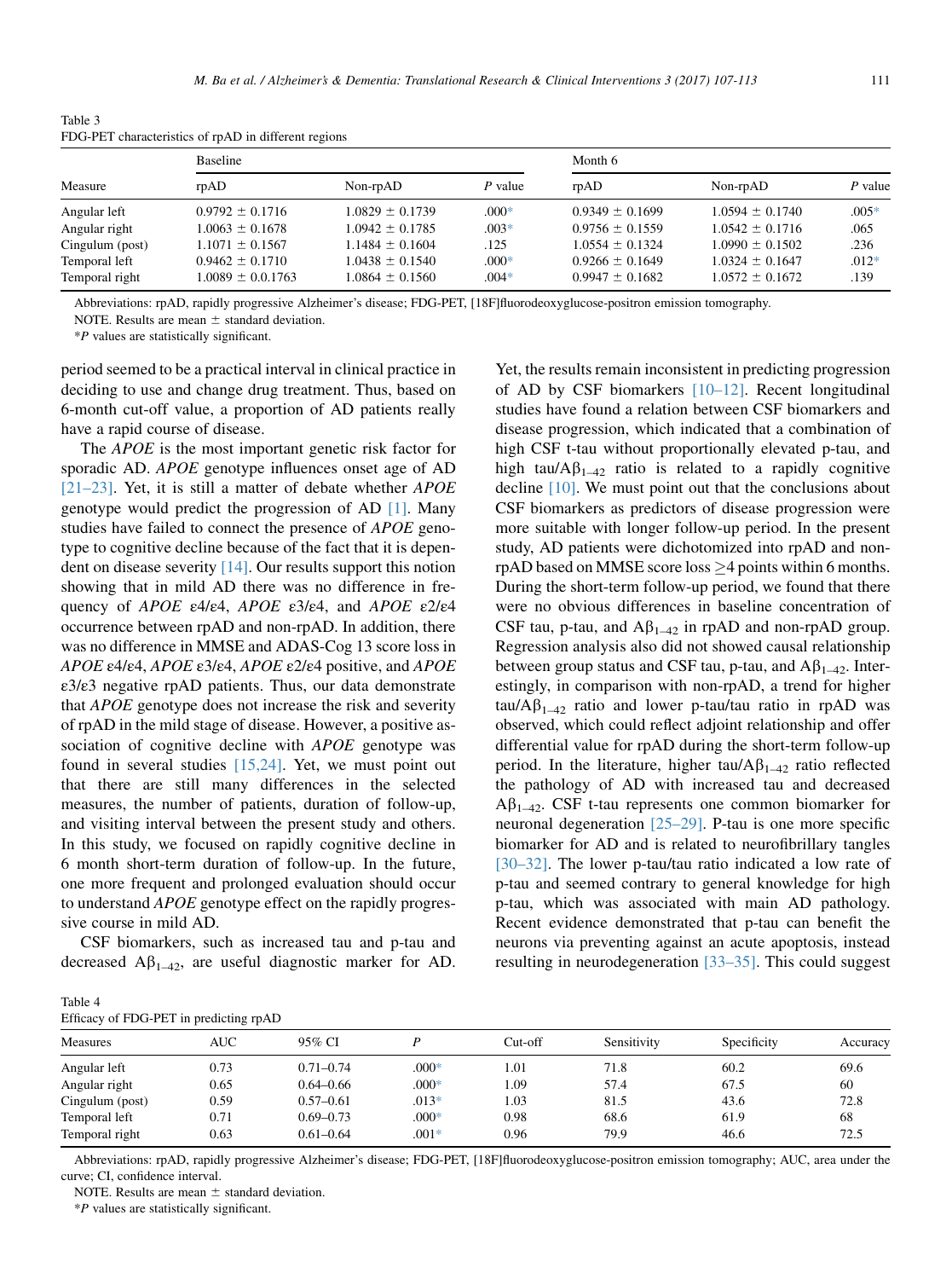Table 3
FDG-PET characteristics of rpAD in different regions

| Measure | Baseline | | | Month 6 | | |
|---|---|---|---|---|---|---|
| | rpAD | Non-rpAD | *P* value | rpAD | Non-rpAD | *P* value |
| Angular left | 0.9792 ± 0.1716 | 1.0829 ± 0.1739 | .000* | 0.9349 ± 0.1699 | 1.0594 ± 0.1740 | .005* |
| Angular right | 1.0063 ± 0.1678 | 1.0942 ± 0.1785 | .003* | 0.9756 ± 0.1559 | 1.0542 ± 0.1716 | .065 |
| Cingulum (post) | 1.1071 ± 0.1567 | 1.1484 ± 0.1604 | .125 | 1.0554 ± 0.1324 | 1.0990 ± 0.1502 | .236 |
| Temporal left | 0.9462 ± 0.1710 | 1.0438 ± 0.1540 | .000* | 0.9266 ± 0.1649 | 1.0324 ± 0.1647 | .012* |
| Temporal right | 1.0089 ± 0.0.1763 | 1.0864 ± 0.1560 | .004* | 0.9947 ± 0.1682 | 1.0572 ± 0.1672 | .139 |

Abbreviations: rpAD, rapidly progressive Alzheimer's disease; FDG-PET, [18F]fluorodeoxyglucose-positron emission tomography.

NOTE. Results are mean ± standard deviation.

**P* values are statistically significant.

period seemed to be a practical interval in clinical practice in deciding to use and change drug treatment. Thus, based on 6-month cut-off value, a proportion of AD patients really have a rapid course of disease.

The *APOE* is the most important genetic risk factor for sporadic AD. *APOE* genotype influences onset age of AD [21–23]. Yet, it is still a matter of debate whether *APOE* genotype would predict the progression of AD [1]. Many studies have failed to connect the presence of *APOE* genotype to cognitive decline because of the fact that it is dependent on disease severity [14]. Our results support this notion showing that in mild AD there was no difference in frequency of *APOE* ε4/ε4, *APOE* ε3/ε4, and *APOE* ε2/ε4 occurrence between rpAD and non-rpAD. In addition, there was no difference in MMSE and ADAS-Cog 13 score loss in *APOE* ε4/ε4, *APOE* ε3/ε4, *APOE* ε2/ε4 positive, and *APOE* ε3/ε3 negative rpAD patients. Thus, our data demonstrate that *APOE* genotype does not increase the risk and severity of rpAD in the mild stage of disease. However, a positive association of cognitive decline with *APOE* genotype was found in several studies [15,24]. Yet, we must point out that there are still many differences in the selected measures, the number of patients, duration of follow-up, and visiting interval between the present study and others. In this study, we focused on rapidly cognitive decline in 6 month short-term duration of follow-up. In the future, one more frequent and prolonged evaluation should occur to understand *APOE* genotype effect on the rapidly progressive course in mild AD.

CSF biomarkers, such as increased tau and p-tau and decreased $A\beta_{1-42}$, are useful diagnostic marker for AD. Yet, the results remain inconsistent in predicting progression of AD by CSF biomarkers [10–12]. Recent longitudinal studies have found a relation between CSF biomarkers and disease progression, which indicated that a combination of high CSF t-tau without proportionally elevated p-tau, and high tau/$A\beta_{1-42}$ ratio is related to a rapidly cognitive decline [10]. We must point out that the conclusions about CSF biomarkers as predictors of disease progression were more suitable with longer follow-up period. In the present study, AD patients were dichotomized into rpAD and non-rpAD based on MMSE score loss $\geq$4 points within 6 months. During the short-term follow-up period, we found that there were no obvious differences in baseline concentration of CSF tau, p-tau, and $A\beta_{1-42}$ in rpAD and non-rpAD group. Regression analysis also did not showed causal relationship between group status and CSF tau, p-tau, and $A\beta_{1-42}$. Interestingly, in comparison with non-rpAD, a trend for higher tau/$A\beta_{1-42}$ ratio and lower p-tau/tau ratio in rpAD was observed, which could reflect adjoint relationship and offer differential value for rpAD during the short-term follow-up period. In the literature, higher tau/$A\beta_{1-42}$ ratio reflected the pathology of AD with increased tau and decreased $A\beta_{1-42}$. CSF t-tau represents one common biomarker for neuronal degeneration [25–29]. P-tau is one more specific biomarker for AD and is related to neurofibrillary tangles [30–32]. The lower p-tau/tau ratio indicated a low rate of p-tau and seemed contrary to general knowledge for high p-tau, which was associated with main AD pathology. Recent evidence demonstrated that p-tau can benefit the neurons via preventing against an acute apoptosis, instead resulting in neurodegeneration [33–35]. This could suggest

Table 4
Efficacy of FDG-PET in predicting rpAD

| Measures | AUC | 95% CI | *P* | Cut-off | Sensitivity | Specificity | Accuracy |
|---|---|---|---|---|---|---|---|
| Angular left | 0.73 | 0.71–0.74 | .000* | 1.01 | 71.8 | 60.2 | 69.6 |
| Angular right | 0.65 | 0.64–0.66 | .000* | 1.09 | 57.4 | 67.5 | 60 |
| Cingulum (post) | 0.59 | 0.57–0.61 | .013* | 1.03 | 81.5 | 43.6 | 72.8 |
| Temporal left | 0.71 | 0.69–0.73 | .000* | 0.98 | 68.6 | 61.9 | 68 |
| Temporal right | 0.63 | 0.61–0.64 | .001* | 0.96 | 79.9 | 46.6 | 72.5 |

Abbreviations: rpAD, rapidly progressive Alzheimer's disease; FDG-PET, [18F]fluorodeoxyglucose-positron emission tomography; AUC, area under the curve; CI, confidence interval.

NOTE. Results are mean ± standard deviation.

**P* values are statistically significant.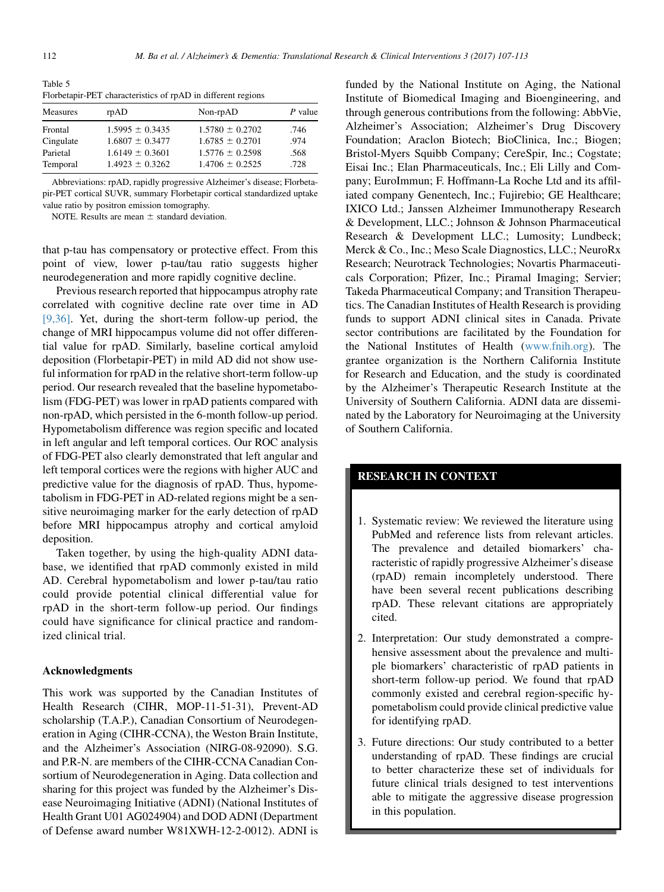Table 5
Florbetapir-PET characteristics of rpAD in different regions

| Measures | rpAD | Non-rpAD | P value |
| --- | --- | --- | --- |
| Frontal | 1.5995 ± 0.3435 | 1.5780 ± 0.2702 | .746 |
| Cingulate | 1.6807 ± 0.3477 | 1.6785 ± 0.2701 | .974 |
| Parietal | 1.6149 ± 0.3601 | 1.5776 ± 0.2598 | .568 |
| Temporal | 1.4923 ± 0.3262 | 1.4706 ± 0.2525 | .728 |

Abbreviations: rpAD, rapidly progressive Alzheimer's disease; Florbetapir-PET cortical SUVR, summary Florbetapir cortical standardized uptake value ratio by positron emission tomography.

NOTE. Results are mean ± standard deviation.

that p-tau has compensatory or protective effect. From this point of view, lower p-tau/tau ratio suggests higher neurodegeneration and more rapidly cognitive decline.

Previous research reported that hippocampus atrophy rate correlated with cognitive decline rate over time in AD [9,36]. Yet, during the short-term follow-up period, the change of MRI hippocampus volume did not offer differential value for rpAD. Similarly, baseline cortical amyloid deposition (Florbetapir-PET) in mild AD did not show useful information for rpAD in the relative short-term follow-up period. Our research revealed that the baseline hypometabolism (FDG-PET) was lower in rpAD patients compared with non-rpAD, which persisted in the 6-month follow-up period. Hypometabolism difference was region specific and located in left angular and left temporal cortices. Our ROC analysis of FDG-PET also clearly demonstrated that left angular and left temporal cortices were the regions with higher AUC and predictive value for the diagnosis of rpAD. Thus, hypometabolism in FDG-PET in AD-related regions might be a sensitive neuroimaging marker for the early detection of rpAD before MRI hippocampus atrophy and cortical amyloid deposition.

Taken together, by using the high-quality ADNI database, we identified that rpAD commonly existed in mild AD. Cerebral hypometabolism and lower p-tau/tau ratio could provide potential clinical differential value for rpAD in the short-term follow-up period. Our findings could have significance for clinical practice and randomized clinical trial.

## Acknowledgments

This work was supported by the Canadian Institutes of Health Research (CIHR, MOP-11-51-31), Prevent-AD scholarship (T.A.P.), Canadian Consortium of Neurodegeneration in Aging (CIHR-CCNA), the Weston Brain Institute, and the Alzheimer's Association (NIRG-08-92090). S.G. and P.R-N. are members of the CIHR-CCNA Canadian Consortium of Neurodegeneration in Aging. Data collection and sharing for this project was funded by the Alzheimer's Disease Neuroimaging Initiative (ADNI) (National Institutes of Health Grant U01 AG024904) and DOD ADNI (Department of Defense award number W81XWH-12-2-0012). ADNI is funded by the National Institute on Aging, the National Institute of Biomedical Imaging and Bioengineering, and through generous contributions from the following: AbbVie, Alzheimer's Association; Alzheimer's Drug Discovery Foundation; Araclon Biotech; BioClinica, Inc.; Biogen; Bristol-Myers Squibb Company; CereSpir, Inc.; Cogstate; Eisai Inc.; Elan Pharmaceuticals, Inc.; Eli Lilly and Company; EuroImmun; F. Hoffmann-La Roche Ltd and its affiliated company Genentech, Inc.; Fujirebio; GE Healthcare; IXICO Ltd.; Janssen Alzheimer Immunotherapy Research & Development, LLC.; Johnson & Johnson Pharmaceutical Research & Development LLC.; Lumosity; Lundbeck; Merck & Co., Inc.; Meso Scale Diagnostics, LLC.; NeuroRx Research; Neurotrack Technologies; Novartis Pharmaceuticals Corporation; Pfizer, Inc.; Piramal Imaging; Servier; Takeda Pharmaceutical Company; and Transition Therapeutics. The Canadian Institutes of Health Research is providing funds to support ADNI clinical sites in Canada. Private sector contributions are facilitated by the Foundation for the National Institutes of Health (www.fnih.org). The grantee organization is the Northern California Institute for Research and Education, and the study is coordinated by the Alzheimer's Therapeutic Research Institute at the University of Southern California. ADNI data are disseminated by the Laboratory for Neuroimaging at the University of Southern California.

## RESEARCH IN CONTEXT

1. Systematic review: We reviewed the literature using PubMed and reference lists from relevant articles. The prevalence and detailed biomarkers' characteristic of rapidly progressive Alzheimer's disease (rpAD) remain incompletely understood. There have been several recent publications describing rpAD. These relevant citations are appropriately cited.

2. Interpretation: Our study demonstrated a comprehensive assessment about the prevalence and multiple biomarkers' characteristic of rpAD patients in short-term follow-up period. We found that rpAD commonly existed and cerebral region-specific hypometabolism could provide clinical predictive value for identifying rpAD.

3. Future directions: Our study contributed to a better understanding of rpAD. These findings are crucial to better characterize these set of individuals for future clinical trials designed to test interventions able to mitigate the aggressive disease progression in this population.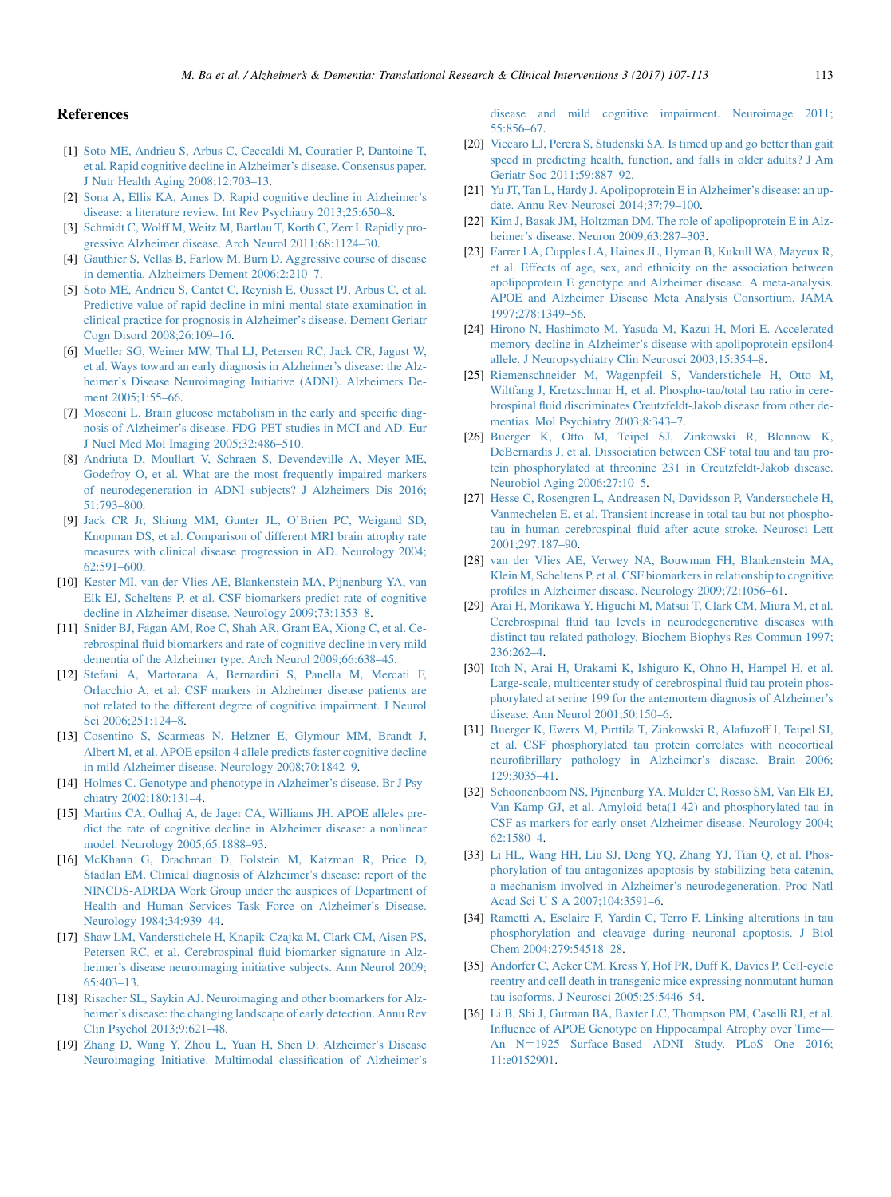## References

[1] Soto ME, Andrieu S, Arbus C, Ceccaldi M, Couratier P, Dantoine T, et al. Rapid cognitive decline in Alzheimer's disease. Consensus paper. J Nutr Health Aging 2008;12:703–13.

[2] Sona A, Ellis KA, Ames D. Rapid cognitive decline in Alzheimer's disease: a literature review. Int Rev Psychiatry 2013;25:650–8.

[3] Schmidt C, Wolff M, Weitz M, Bartlau T, Korth C, Zerr I. Rapidly progressive Alzheimer disease. Arch Neurol 2011;68:1124–30.

[4] Gauthier S, Vellas B, Farlow M, Burn D. Aggressive course of disease in dementia. Alzheimers Dement 2006;2:210–7.

[5] Soto ME, Andrieu S, Cantet C, Reynish E, Ousset PJ, Arbus C, et al. Predictive value of rapid decline in mini mental state examination in clinical practice for prognosis in Alzheimer's disease. Dement Geriatr Cogn Disord 2008;26:109–16.

[6] Mueller SG, Weiner MW, Thal LJ, Petersen RC, Jack CR, Jagust W, et al. Ways toward an early diagnosis in Alzheimer's disease: the Alzheimer's Disease Neuroimaging Initiative (ADNI). Alzheimers Dement 2005;1:55–66.

[7] Mosconi L. Brain glucose metabolism in the early and specific diagnosis of Alzheimer's disease. FDG-PET studies in MCI and AD. Eur J Nucl Med Mol Imaging 2005;32:486–510.

[8] Andriuta D, Moullart V, Schraen S, Devendeville A, Meyer ME, Godefroy O, et al. What are the most frequently impaired markers of neurodegeneration in ADNI subjects? J Alzheimers Dis 2016; 51:793–800.

[9] Jack CR Jr, Shiung MM, Gunter JL, O'Brien PC, Weigand SD, Knopman DS, et al. Comparison of different MRI brain atrophy rate measures with clinical disease progression in AD. Neurology 2004; 62:591–600.

[10] Kester MI, van der Vlies AE, Blankenstein MA, Pijnenburg YA, van Elk EJ, Scheltens P, et al. CSF biomarkers predict rate of cognitive decline in Alzheimer disease. Neurology 2009;73:1353–8.

[11] Snider BJ, Fagan AM, Roe C, Shah AR, Grant EA, Xiong C, et al. Cerebrospinal fluid biomarkers and rate of cognitive decline in very mild dementia of the Alzheimer type. Arch Neurol 2009;66:638–45.

[12] Stefani A, Martorana A, Bernardini S, Panella M, Mercati F, Orlacchio A, et al. CSF markers in Alzheimer disease patients are not related to the different degree of cognitive impairment. J Neurol Sci 2006;251:124–8.

[13] Cosentino S, Scarmeas N, Helzner E, Glymour MM, Brandt J, Albert M, et al. APOE epsilon 4 allele predicts faster cognitive decline in mild Alzheimer disease. Neurology 2008;70:1842–9.

[14] Holmes C. Genotype and phenotype in Alzheimer's disease. Br J Psychiatry 2002;180:131–4.

[15] Martins CA, Oulhaj A, de Jager CA, Williams JH. APOE alleles predict the rate of cognitive decline in Alzheimer disease: a nonlinear model. Neurology 2005;65:1888–93.

[16] McKhann G, Drachman D, Folstein M, Katzman R, Price D, Stadlan EM. Clinical diagnosis of Alzheimer's disease: report of the NINCDS-ADRDA Work Group under the auspices of Department of Health and Human Services Task Force on Alzheimer's Disease. Neurology 1984;34:939–44.

[17] Shaw LM, Vanderstichele H, Knapik-Czajka M, Clark CM, Aisen PS, Petersen RC, et al. Cerebrospinal fluid biomarker signature in Alzheimer's disease neuroimaging initiative subjects. Ann Neurol 2009; 65:403–13.

[18] Risacher SL, Saykin AJ. Neuroimaging and other biomarkers for Alzheimer's disease: the changing landscape of early detection. Annu Rev Clin Psychol 2013;9:621–48.

[19] Zhang D, Wang Y, Zhou L, Yuan H, Shen D. Alzheimer's Disease Neuroimaging Initiative. Multimodal classification of Alzheimer's disease and mild cognitive impairment. Neuroimage 2011; 55:856–67.

[20] Viccaro LJ, Perera S, Studenski SA. Is timed up and go better than gait speed in predicting health, function, and falls in older adults? J Am Geriatr Soc 2011;59:887–92.

[21] Yu JT, Tan L, Hardy J. Apolipoprotein E in Alzheimer's disease: an update. Annu Rev Neurosci 2014;37:79–100.

[22] Kim J, Basak JM, Holtzman DM. The role of apolipoprotein E in Alzheimer's disease. Neuron 2009;63:287–303.

[23] Farrer LA, Cupples LA, Haines JL, Hyman B, Kukull WA, Mayeux R, et al. Effects of age, sex, and ethnicity on the association between apolipoprotein E genotype and Alzheimer disease. A meta-analysis. APOE and Alzheimer Disease Meta Analysis Consortium. JAMA 1997;278:1349–56.

[24] Hirono N, Hashimoto M, Yasuda M, Kazui H, Mori E. Accelerated memory decline in Alzheimer's disease with apolipoprotein epsilon4 allele. J Neuropsychiatry Clin Neurosci 2003;15:354–8.

[25] Riemenschneider M, Wagenpfeil S, Vanderstichele H, Otto M, Wiltfang J, Kretzschmar H, et al. Phospho-tau/total tau ratio in cerebrospinal fluid discriminates Creutzfeldt-Jakob disease from other dementias. Mol Psychiatry 2003;8:343–7.

[26] Buerger K, Otto M, Teipel SJ, Zinkowski R, Blennow K, DeBernardis J, et al. Dissociation between CSF total tau and tau protein phosphorylated at threonine 231 in Creutzfeldt-Jakob disease. Neurobiol Aging 2006;27:10–5.

[27] Hesse C, Rosengren L, Andreasen N, Davidsson P, Vanderstichele H, Vanmechelen E, et al. Transient increase in total tau but not phospho-tau in human cerebrospinal fluid after acute stroke. Neurosci Lett 2001;297:187–90.

[28] van der Vlies AE, Verwey NA, Bouwman FH, Blankenstein MA, Klein M, Scheltens P, et al. CSF biomarkers in relationship to cognitive profiles in Alzheimer disease. Neurology 2009;72:1056–61.

[29] Arai H, Morikawa Y, Higuchi M, Matsui T, Clark CM, Miura M, et al. Cerebrospinal fluid tau levels in neurodegenerative diseases with distinct tau-related pathology. Biochem Biophys Res Commun 1997; 236:262–4.

[30] Itoh N, Arai H, Urakami K, Ishiguro K, Ohno H, Hampel H, et al. Large-scale, multicenter study of cerebrospinal fluid tau protein phosphorylated at serine 199 for the antemortem diagnosis of Alzheimer's disease. Ann Neurol 2001;50:150–6.

[31] Buerger K, Ewers M, Pirttilä T, Zinkowski R, Alafuzoff I, Teipel SJ, et al. CSF phosphorylated tau protein correlates with neocortical neurofibrillary pathology in Alzheimer's disease. Brain 2006; 129:3035–41.

[32] Schoonenboom NS, Pijnenburg YA, Mulder C, Rosso SM, Van Elk EJ, Van Kamp GJ, et al. Amyloid beta(1-42) and phosphorylated tau in CSF as markers for early-onset Alzheimer disease. Neurology 2004; 62:1580–4.

[33] Li HL, Wang HH, Liu SJ, Deng YQ, Zhang YJ, Tian Q, et al. Phosphorylation of tau antagonizes apoptosis by stabilizing beta-catenin, a mechanism involved in Alzheimer's neurodegeneration. Proc Natl Acad Sci U S A 2007;104:3591–6.

[34] Rametti A, Esclaire F, Yardin C, Terro F. Linking alterations in tau phosphorylation and cleavage during neuronal apoptosis. J Biol Chem 2004;279:54518–28.

[35] Andorfer C, Acker CM, Kress Y, Hof PR, Duff K, Davies P. Cell-cycle reentry and cell death in transgenic mice expressing nonmutant human tau isoforms. J Neurosci 2005;25:5446–54.

[36] Li B, Shi J, Gutman BA, Baxter LC, Thompson PM, Caselli RJ, et al. Influence of APOE Genotype on Hippocampal Atrophy over Time—An N=1925 Surface-Based ADNI Study. PLoS One 2016; 11:e0152901.